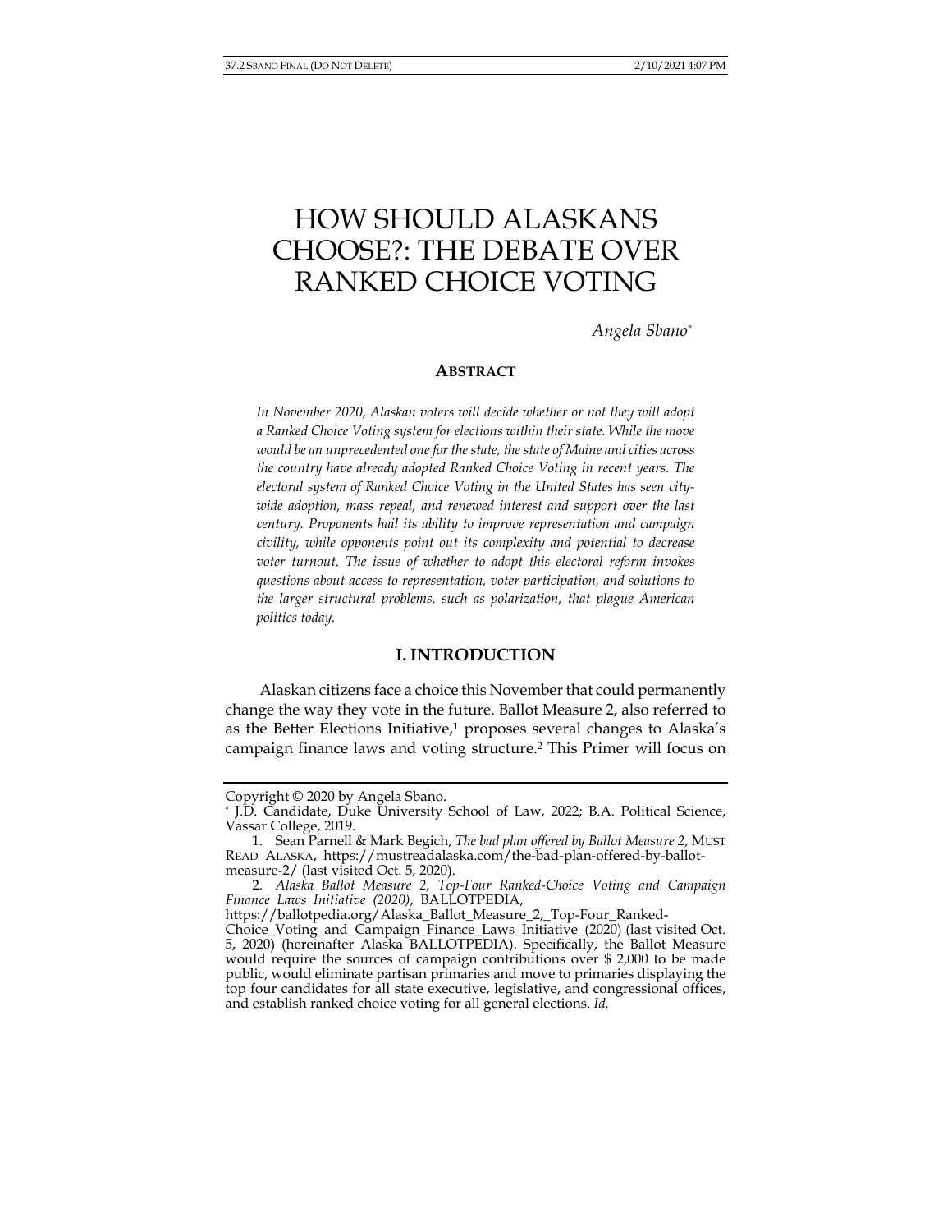# HOW SHOULD ALASKANS CHOOSE?: THE DEBATE OVER RANKED CHOICE VOTING

*Angela Sbano*[*]

## ABSTRACT

*In November 2020, Alaskan voters will decide whether or not they will adopt a Ranked Choice Voting system for elections within their state. While the move would be an unprecedented one for the state, the state of Maine and cities across the country have already adopted Ranked Choice Voting in recent years. The electoral system of Ranked Choice Voting in the United States has seen city-wide adoption, mass repeal, and renewed interest and support over the last century. Proponents hail its ability to improve representation and campaign civility, while opponents point out its complexity and potential to decrease voter turnout. The issue of whether to adopt this electoral reform invokes questions about access to representation, voter participation, and solutions to the larger structural problems, such as polarization, that plague American politics today.*

## I. INTRODUCTION

Alaskan citizens face a choice this November that could permanently change the way they vote in the future. Ballot Measure 2, also referred to as the Better Elections Initiative,[1] proposes several changes to Alaska's campaign finance laws and voting structure.[2] This Primer will focus on

---

Copyright © 2020 by Angela Sbano.

[*] J.D. Candidate, Duke University School of Law, 2022; B.A. Political Science, Vassar College, 2019.

1. Sean Parnell & Mark Begich, *The bad plan offered by Ballot Measure 2*, MUST READ ALASKA, https://mustreadalaska.com/the-bad-plan-offered-by-ballot-measure-2/ (last visited Oct. 5, 2020).

2. *Alaska Ballot Measure 2, Top-Four Ranked-Choice Voting and Campaign Finance Laws Initiative (2020)*, BALLOTPEDIA, https://ballotpedia.org/Alaska_Ballot_Measure_2,_Top-Four_Ranked-Choice_Voting_and_Campaign_Finance_Laws_Initiative_(2020) (last visited Oct. 5, 2020) (hereinafter Alaska BALLOTPEDIA). Specifically, the Ballot Measure would require the sources of campaign contributions over $ 2,000 to be made public, would eliminate partisan primaries and move to primaries displaying the top four candidates for all state executive, legislative, and congressional offices, and establish ranked choice voting for all general elections. *Id.*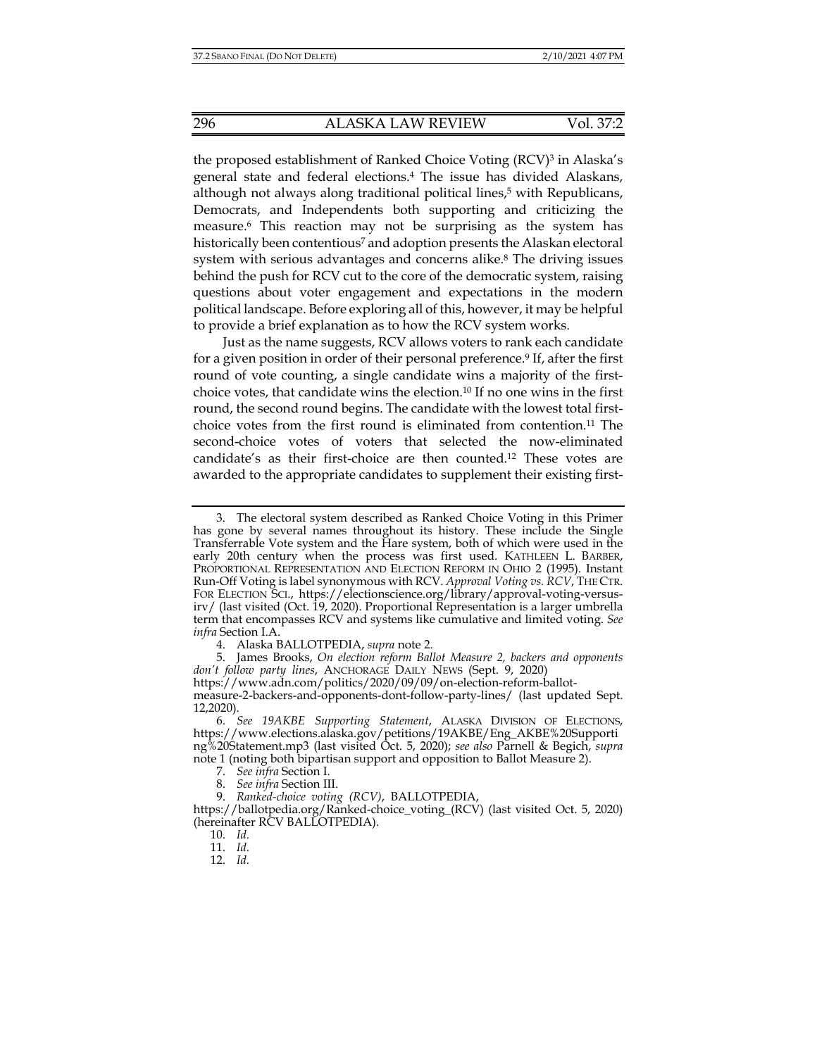the proposed establishment of Ranked Choice Voting (RCV)[3] in Alaska's general state and federal elections.[4] The issue has divided Alaskans, although not always along traditional political lines,[5] with Republicans, Democrats, and Independents both supporting and criticizing the measure.[6] This reaction may not be surprising as the system has historically been contentious[7] and adoption presents the Alaskan electoral system with serious advantages and concerns alike.[8] The driving issues behind the push for RCV cut to the core of the democratic system, raising questions about voter engagement and expectations in the modern political landscape. Before exploring all of this, however, it may be helpful to provide a brief explanation as to how the RCV system works.

Just as the name suggests, RCV allows voters to rank each candidate for a given position in order of their personal preference.[9] If, after the first round of vote counting, a single candidate wins a majority of the first-choice votes, that candidate wins the election.[10] If no one wins in the first round, the second round begins. The candidate with the lowest total first-choice votes from the first round is eliminated from contention.[11] The second-choice votes of voters that selected the now-eliminated candidate's as their first-choice are then counted.[12] These votes are awarded to the appropriate candidates to supplement their existing first-

---

3. The electoral system described as Ranked Choice Voting in this Primer has gone by several names throughout its history. These include the Single Transferrable Vote system and the Hare system, both of which were used in the early 20th century when the process was first used. KATHLEEN L. BARBER, PROPORTIONAL REPRESENTATION AND ELECTION REFORM IN OHIO 2 (1995). Instant Run-Off Voting is label synonymous with RCV. *Approval Voting vs. RCV*, THE CTR. FOR ELECTION SCI., https://electionscience.org/library/approval-voting-versus-irv/ (last visited (Oct. 19, 2020). Proportional Representation is a larger umbrella term that encompasses RCV and systems like cumulative and limited voting. *See infra* Section I.A.

4. Alaska BALLOTPEDIA, *supra* note 2.

5. James Brooks, *On election reform Ballot Measure 2, backers and opponents don't follow party lines*, ANCHORAGE DAILY NEWS (Sept. 9, 2020) https://www.adn.com/politics/2020/09/09/on-election-reform-ballot-measure-2-backers-and-opponents-dont-follow-party-lines/ (last updated Sept. 12,2020).

6. *See 19AKBE Supporting Statement*, ALASKA DIVISION OF ELECTIONS, https://www.elections.alaska.gov/petitions/19AKBE/Eng_AKBE%20Supporting%20Statement.mp3 (last visited Oct. 5, 2020); *see also* Parnell & Begich, *supra* note 1 (noting both bipartisan support and opposition to Ballot Measure 2).

7. *See infra* Section I.

8. *See infra* Section III.

9. *Ranked-choice voting (RCV)*, BALLOTPEDIA, https://ballotpedia.org/Ranked-choice_voting_(RCV) (last visited Oct. 5, 2020) (hereinafter RCV BALLOTPEDIA).

10. *Id.*

11. *Id.*

12. *Id.*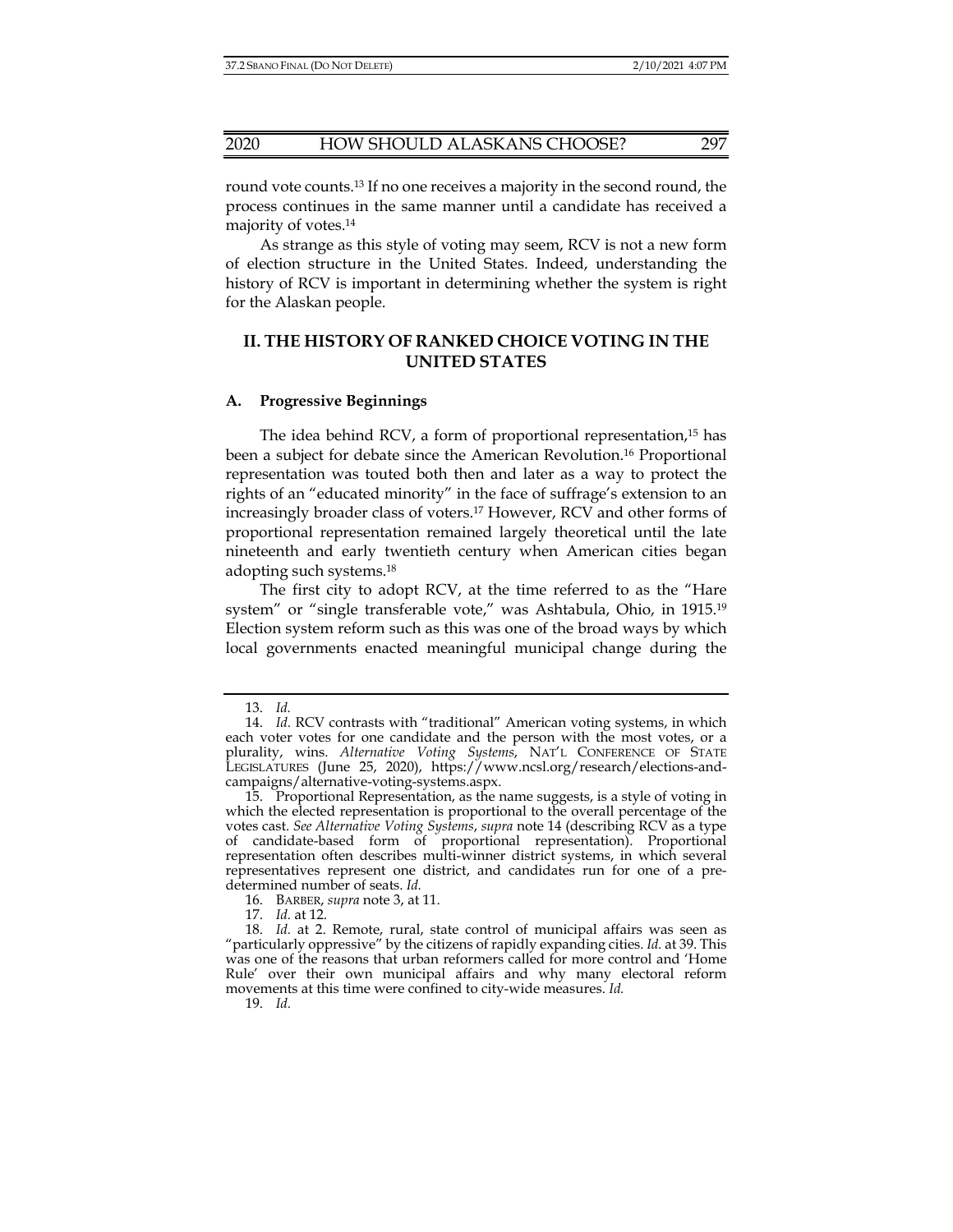round vote counts.[13] If no one receives a majority in the second round, the process continues in the same manner until a candidate has received a majority of votes.[14]

As strange as this style of voting may seem, RCV is not a new form of election structure in the United States. Indeed, understanding the history of RCV is important in determining whether the system is right for the Alaskan people.

## II. THE HISTORY OF RANKED CHOICE VOTING IN THE UNITED STATES

### A. Progressive Beginnings

The idea behind RCV, a form of proportional representation,[15] has been a subject for debate since the American Revolution.[16] Proportional representation was touted both then and later as a way to protect the rights of an "educated minority" in the face of suffrage's extension to an increasingly broader class of voters.[17] However, RCV and other forms of proportional representation remained largely theoretical until the late nineteenth and early twentieth century when American cities began adopting such systems.[18]

The first city to adopt RCV, at the time referred to as the "Hare system" or "single transferable vote," was Ashtabula, Ohio, in 1915.[19] Election system reform such as this was one of the broad ways by which local governments enacted meaningful municipal change during the

---

13. *Id.*

14. *Id.* RCV contrasts with "traditional" American voting systems, in which each voter votes for one candidate and the person with the most votes, or a plurality, wins. *Alternative Voting Systems*, NAT'L CONFERENCE OF STATE LEGISLATURES (June 25, 2020), https://www.ncsl.org/research/elections-and-campaigns/alternative-voting-systems.aspx.

15. Proportional Representation, as the name suggests, is a style of voting in which the elected representation is proportional to the overall percentage of the votes cast. *See Alternative Voting Systems*, *supra* note 14 (describing RCV as a type of candidate-based form of proportional representation). Proportional representation often describes multi-winner district systems, in which several representatives represent one district, and candidates run for one of a pre-determined number of seats. *Id.*

16. BARBER, *supra* note 3, at 11.

17. *Id.* at 12.

18. *Id.* at 2. Remote, rural, state control of municipal affairs was seen as "particularly oppressive" by the citizens of rapidly expanding cities. *Id.* at 39. This was one of the reasons that urban reformers called for more control and 'Home Rule' over their own municipal affairs and why many electoral reform movements at this time were confined to city-wide measures. *Id.*

19. *Id.*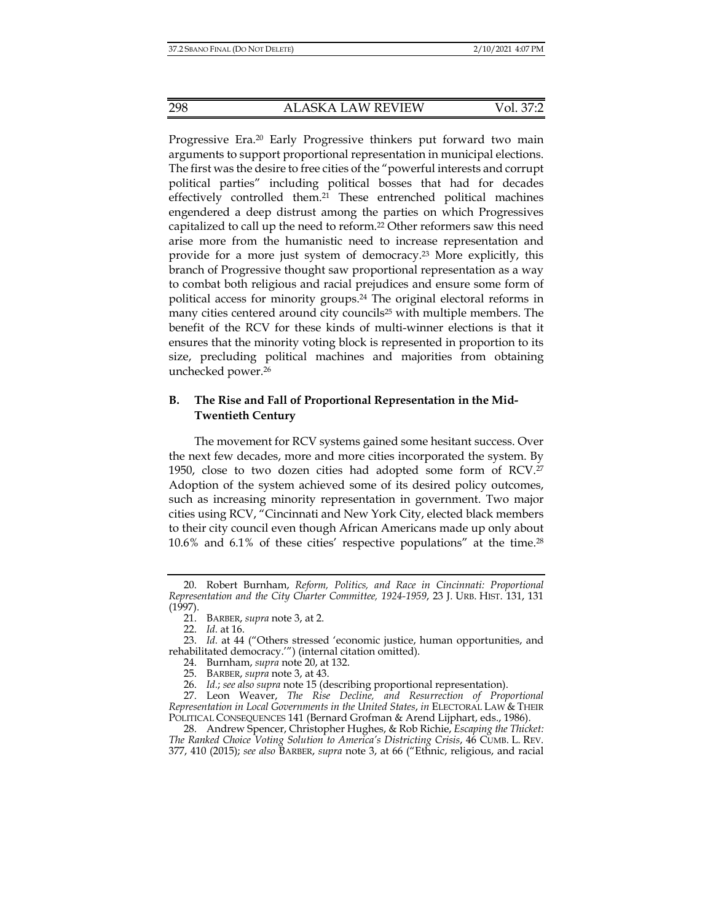Progressive Era.[20] Early Progressive thinkers put forward two main arguments to support proportional representation in municipal elections. The first was the desire to free cities of the "powerful interests and corrupt political parties" including political bosses that had for decades effectively controlled them.[21] These entrenched political machines engendered a deep distrust among the parties on which Progressives capitalized to call up the need to reform.[22] Other reformers saw this need arise more from the humanistic need to increase representation and provide for a more just system of democracy.[23] More explicitly, this branch of Progressive thought saw proportional representation as a way to combat both religious and racial prejudices and ensure some form of political access for minority groups.[24] The original electoral reforms in many cities centered around city councils[25] with multiple members. The benefit of the RCV for these kinds of multi-winner elections is that it ensures that the minority voting block is represented in proportion to its size, precluding political machines and majorities from obtaining unchecked power.[26]

### B. The Rise and Fall of Proportional Representation in the Mid-Twentieth Century

The movement for RCV systems gained some hesitant success. Over the next few decades, more and more cities incorporated the system. By 1950, close to two dozen cities had adopted some form of RCV.[27] Adoption of the system achieved some of its desired policy outcomes, such as increasing minority representation in government. Two major cities using RCV, "Cincinnati and New York City, elected black members to their city council even though African Americans made up only about 10.6% and 6.1% of these cities' respective populations" at the time.[28]

---

20. Robert Burnham, *Reform, Politics, and Race in Cincinnati: Proportional Representation and the City Charter Committee, 1924-1959*, 23 J. URB. HIST. 131, 131 (1997).

21. BARBER, *supra* note 3, at 2.

22. *Id.* at 16.

23. *Id.* at 44 ("Others stressed 'economic justice, human opportunities, and rehabilitated democracy.'") (internal citation omitted).

24. Burnham, *supra* note 20, at 132.

25. BARBER, *supra* note 3, at 43.

26. *Id.*; *see also supra* note 15 (describing proportional representation).

27. Leon Weaver, *The Rise Decline, and Resurrection of Proportional Representation in Local Governments in the United States*, *in* ELECTORAL LAW & THEIR POLITICAL CONSEQUENCES 141 (Bernard Grofman & Arend Lijphart, eds., 1986).

28. Andrew Spencer, Christopher Hughes, & Rob Richie, *Escaping the Thicket: The Ranked Choice Voting Solution to America's Districting Crisis*, 46 CUMB. L. REV. 377, 410 (2015); *see also* BARBER, *supra* note 3, at 66 ("Ethnic, religious, and racial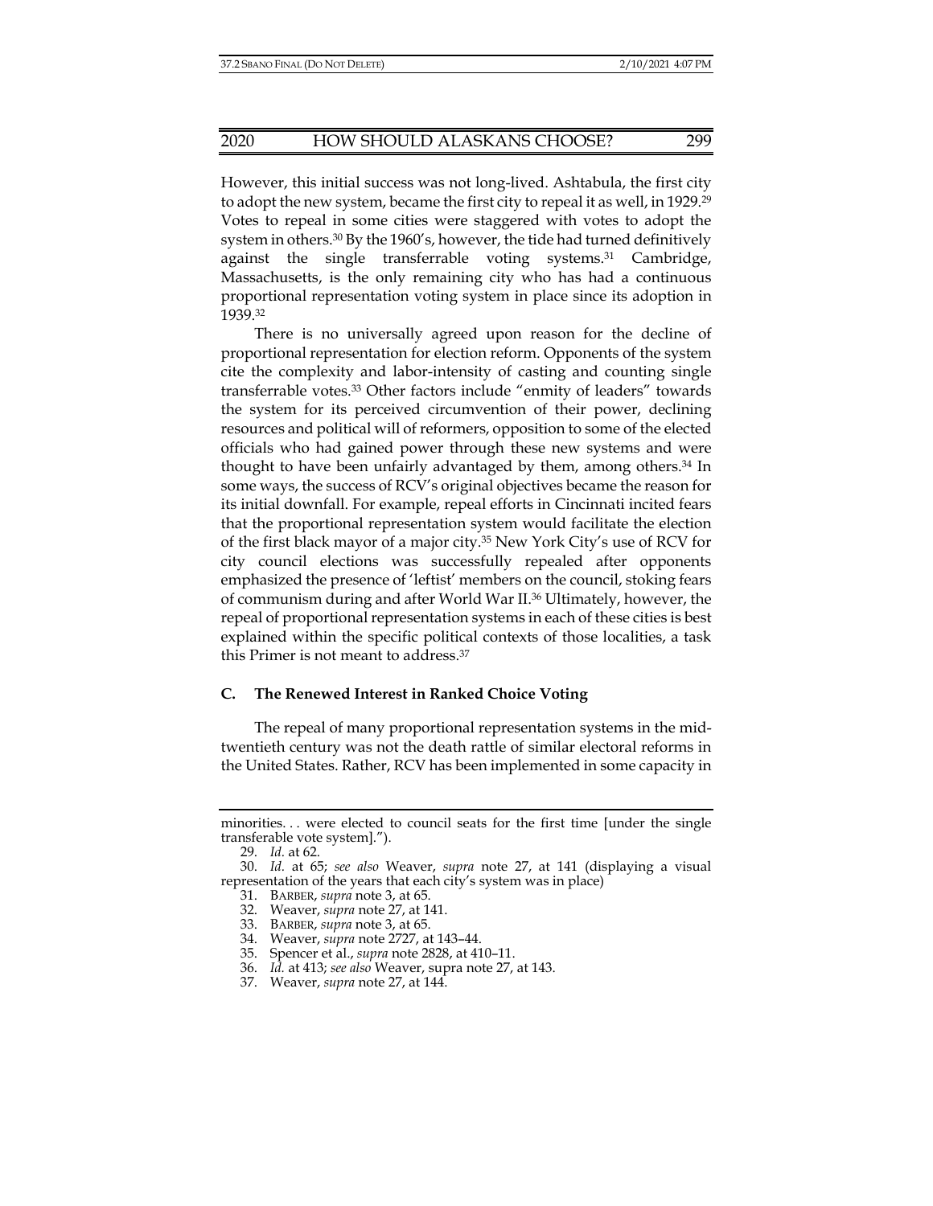However, this initial success was not long-lived. Ashtabula, the first city to adopt the new system, became the first city to repeal it as well, in 1929.[29] Votes to repeal in some cities were staggered with votes to adopt the system in others.[30] By the 1960's, however, the tide had turned definitively against the single transferrable voting systems.[31] Cambridge, Massachusetts, is the only remaining city who has had a continuous proportional representation voting system in place since its adoption in 1939.[32]

There is no universally agreed upon reason for the decline of proportional representation for election reform. Opponents of the system cite the complexity and labor-intensity of casting and counting single transferrable votes.[33] Other factors include "enmity of leaders" towards the system for its perceived circumvention of their power, declining resources and political will of reformers, opposition to some of the elected officials who had gained power through these new systems and were thought to have been unfairly advantaged by them, among others.[34] In some ways, the success of RCV's original objectives became the reason for its initial downfall. For example, repeal efforts in Cincinnati incited fears that the proportional representation system would facilitate the election of the first black mayor of a major city.[35] New York City's use of RCV for city council elections was successfully repealed after opponents emphasized the presence of 'leftist' members on the council, stoking fears of communism during and after World War II.[36] Ultimately, however, the repeal of proportional representation systems in each of these cities is best explained within the specific political contexts of those localities, a task this Primer is not meant to address.[37]

### C. The Renewed Interest in Ranked Choice Voting

The repeal of many proportional representation systems in the mid-twentieth century was not the death rattle of similar electoral reforms in the United States. Rather, RCV has been implemented in some capacity in

---

minorities. . . were elected to council seats for the first time [under the single transferable vote system].").

29. *Id.* at 62.

30. *Id.* at 65; *see also* Weaver, *supra* note 27, at 141 (displaying a visual representation of the years that each city's system was in place)

31. BARBER, *supra* note 3, at 65.

32. Weaver, *supra* note 27, at 141.

33. BARBER, *supra* note 3, at 65.

34. Weaver, *supra* note 2727, at 143–44.

35. Spencer et al., *supra* note 2828, at 410–11.

36. *Id.* at 413; *see also* Weaver, supra note 27, at 143.

37. Weaver, *supra* note 27, at 144.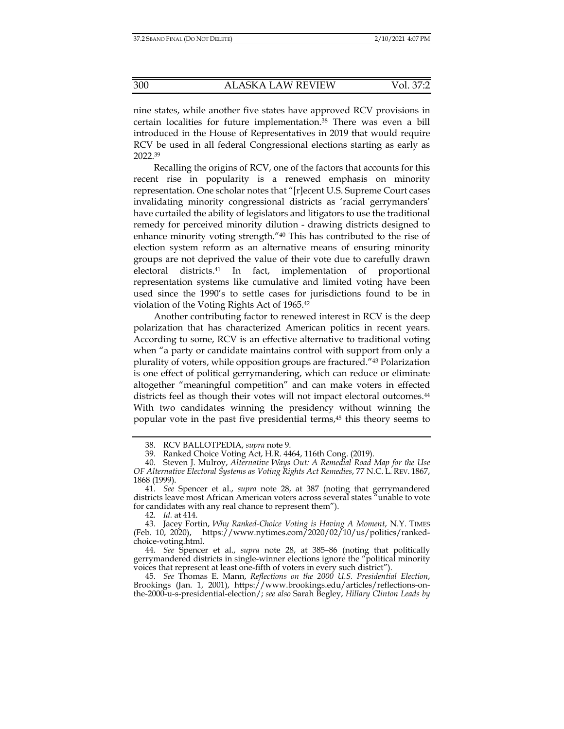nine states, while another five states have approved RCV provisions in certain localities for future implementation.[38] There was even a bill introduced in the House of Representatives in 2019 that would require RCV be used in all federal Congressional elections starting as early as 2022.[39]

Recalling the origins of RCV, one of the factors that accounts for this recent rise in popularity is a renewed emphasis on minority representation. One scholar notes that "[r]ecent U.S. Supreme Court cases invalidating minority congressional districts as 'racial gerrymanders' have curtailed the ability of legislators and litigators to use the traditional remedy for perceived minority dilution - drawing districts designed to enhance minority voting strength."[40] This has contributed to the rise of election system reform as an alternative means of ensuring minority groups are not deprived the value of their vote due to carefully drawn electoral districts.[41] In fact, implementation of proportional representation systems like cumulative and limited voting have been used since the 1990's to settle cases for jurisdictions found to be in violation of the Voting Rights Act of 1965.[42]

Another contributing factor to renewed interest in RCV is the deep polarization that has characterized American politics in recent years. According to some, RCV is an effective alternative to traditional voting when "a party or candidate maintains control with support from only a plurality of voters, while opposition groups are fractured."[43] Polarization is one effect of political gerrymandering, which can reduce or eliminate altogether "meaningful competition" and can make voters in effected districts feel as though their votes will not impact electoral outcomes.[44] With two candidates winning the presidency without winning the popular vote in the past five presidential terms,[45] this theory seems to

---

38. RCV BALLOTPEDIA, *supra* note 9.

39. Ranked Choice Voting Act, H.R. 4464, 116th Cong. (2019).

40. Steven J. Mulroy, *Alternative Ways Out: A Remedial Road Map for the Use OF Alternative Electoral Systems as Voting Rights Act Remedies*, 77 N.C. L. REV. 1867, 1868 (1999).

41. *See* Spencer et al., *supra* note 28, at 387 (noting that gerrymandered districts leave most African American voters across several states "unable to vote for candidates with any real chance to represent them").

42. *Id.* at 414.

43. Jacey Fortin, *Why Ranked-Choice Voting is Having A Moment*, N.Y. TIMES (Feb. 10, 2020), https://www.nytimes.com/2020/02/10/us/politics/ranked-choice-voting.html.

44. *See* Spencer et al., *supra* note 28, at 385–86 (noting that politically gerrymandered districts in single-winner elections ignore the "political minority voices that represent at least one-fifth of voters in every such district").

45. *See* Thomas E. Mann, *Reflections on the 2000 U.S. Presidential Election*, Brookings (Jan. 1, 2001), https://www.brookings.edu/articles/reflections-on-the-2000-u-s-presidential-election/; *see also* Sarah Begley, *Hillary Clinton Leads by*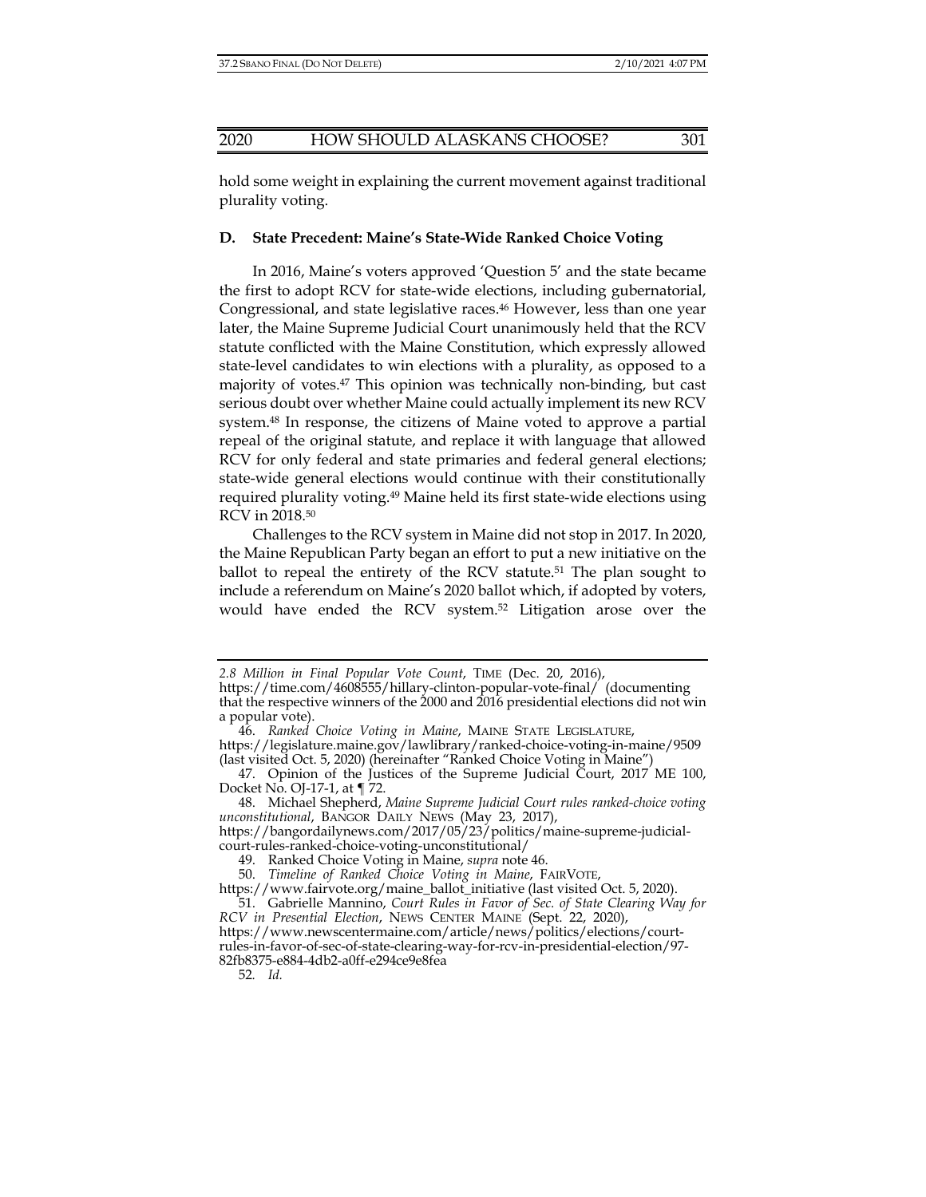hold some weight in explaining the current movement against traditional plurality voting.

### D. State Precedent: Maine's State-Wide Ranked Choice Voting

In 2016, Maine's voters approved 'Question 5' and the state became the first to adopt RCV for state-wide elections, including gubernatorial, Congressional, and state legislative races.[46] However, less than one year later, the Maine Supreme Judicial Court unanimously held that the RCV statute conflicted with the Maine Constitution, which expressly allowed state-level candidates to win elections with a plurality, as opposed to a majority of votes.[47] This opinion was technically non-binding, but cast serious doubt over whether Maine could actually implement its new RCV system.[48] In response, the citizens of Maine voted to approve a partial repeal of the original statute, and replace it with language that allowed RCV for only federal and state primaries and federal general elections; state-wide general elections would continue with their constitutionally required plurality voting.[49] Maine held its first state-wide elections using RCV in 2018.[50]

Challenges to the RCV system in Maine did not stop in 2017. In 2020, the Maine Republican Party began an effort to put a new initiative on the ballot to repeal the entirety of the RCV statute.[51] The plan sought to include a referendum on Maine's 2020 ballot which, if adopted by voters, would have ended the RCV system.[52] Litigation arose over the

---

*2.8 Million in Final Popular Vote Count*, TIME (Dec. 20, 2016), https://time.com/4608555/hillary-clinton-popular-vote-final/ (documenting that the respective winners of the 2000 and 2016 presidential elections did not win a popular vote).

46. *Ranked Choice Voting in Maine*, MAINE STATE LEGISLATURE, https://legislature.maine.gov/lawlibrary/ranked-choice-voting-in-maine/9509 (last visited Oct. 5, 2020) (hereinafter "Ranked Choice Voting in Maine")

47. Opinion of the Justices of the Supreme Judicial Court, 2017 ME 100, Docket No. OJ-17-1, at ¶ 72.

48. Michael Shepherd, *Maine Supreme Judicial Court rules ranked-choice voting unconstitutional*, BANGOR DAILY NEWS (May 23, 2017), https://bangordailynews.com/2017/05/23/politics/maine-supreme-judicial-court-rules-ranked-choice-voting-unconstitutional/

49. Ranked Choice Voting in Maine, *supra* note 46.

50. *Timeline of Ranked Choice Voting in Maine*, FAIRVOTE, https://www.fairvote.org/maine_ballot_initiative (last visited Oct. 5, 2020).

51. Gabrielle Mannino, *Court Rules in Favor of Sec. of State Clearing Way for RCV in Presential Election*, NEWS CENTER MAINE (Sept. 22, 2020), https://www.newscentermaine.com/article/news/politics/elections/court-rules-in-favor-of-sec-of-state-clearing-way-for-rcv-in-presidential-election/97-82fb8375-e884-4db2-a0ff-e294ce9e8fea

52. *Id.*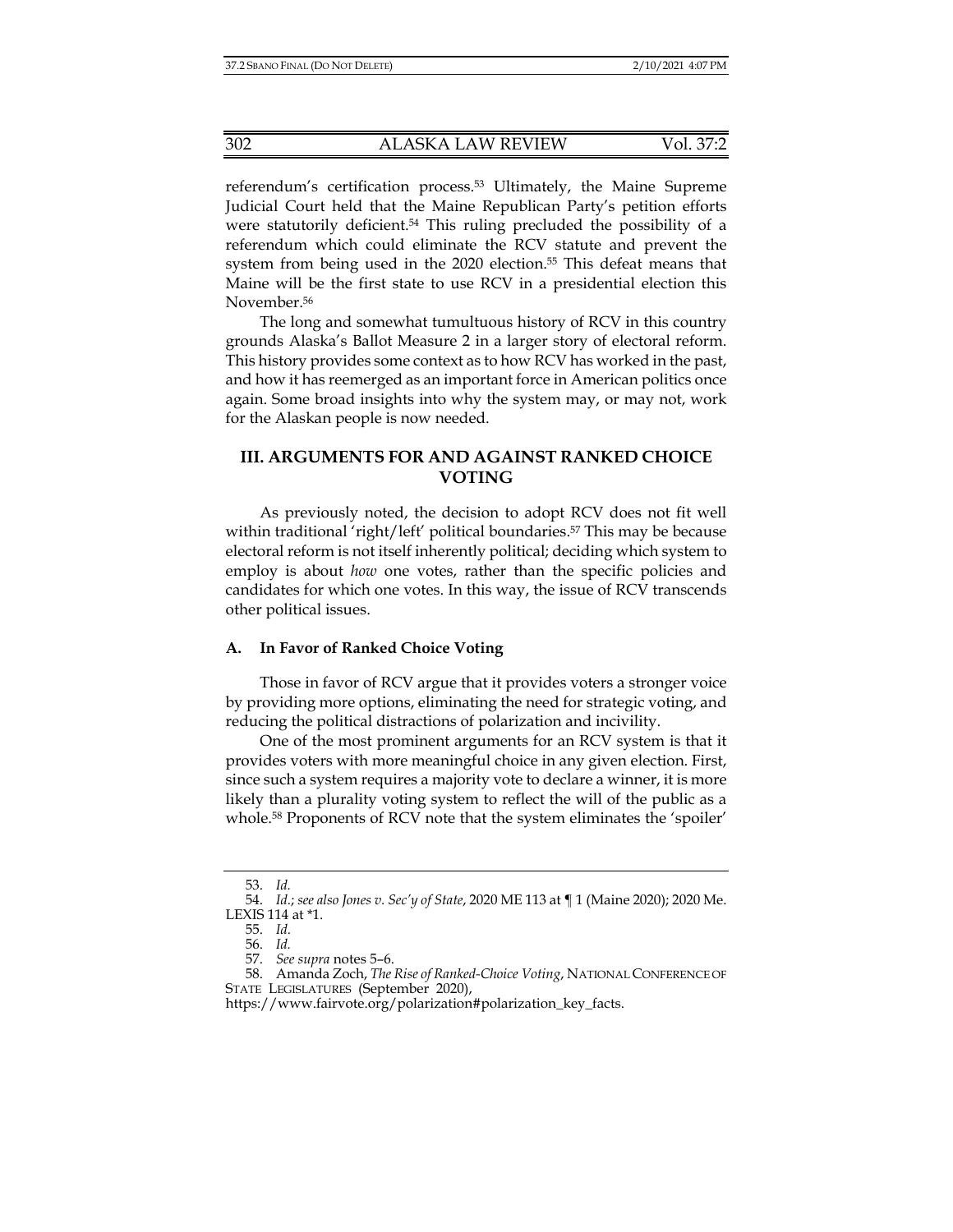referendum's certification process.[53] Ultimately, the Maine Supreme Judicial Court held that the Maine Republican Party's petition efforts were statutorily deficient.[54] This ruling precluded the possibility of a referendum which could eliminate the RCV statute and prevent the system from being used in the 2020 election.[55] This defeat means that Maine will be the first state to use RCV in a presidential election this November.[56]

The long and somewhat tumultuous history of RCV in this country grounds Alaska's Ballot Measure 2 in a larger story of electoral reform. This history provides some context as to how RCV has worked in the past, and how it has reemerged as an important force in American politics once again. Some broad insights into why the system may, or may not, work for the Alaskan people is now needed.

## III. ARGUMENTS FOR AND AGAINST RANKED CHOICE VOTING

As previously noted, the decision to adopt RCV does not fit well within traditional 'right/left' political boundaries.[57] This may be because electoral reform is not itself inherently political; deciding which system to employ is about *how* one votes, rather than the specific policies and candidates for which one votes. In this way, the issue of RCV transcends other political issues.

### A. In Favor of Ranked Choice Voting

Those in favor of RCV argue that it provides voters a stronger voice by providing more options, eliminating the need for strategic voting, and reducing the political distractions of polarization and incivility.

One of the most prominent arguments for an RCV system is that it provides voters with more meaningful choice in any given election. First, since such a system requires a majority vote to declare a winner, it is more likely than a plurality voting system to reflect the will of the public as a whole.[58] Proponents of RCV note that the system eliminates the 'spoiler'

---

53. *Id.*

54. *Id.*; *see also Jones v. Sec'y of State*, 2020 ME 113 at ¶ 1 (Maine 2020); 2020 Me. LEXIS 114 at *1.

55. *Id.*

56. *Id.*

57. *See supra* notes 5–6.

58. Amanda Zoch, *The Rise of Ranked-Choice Voting*, NATIONAL CONFERENCE OF STATE LEGISLATURES (September 2020), https://www.fairvote.org/polarization#polarization_key_facts.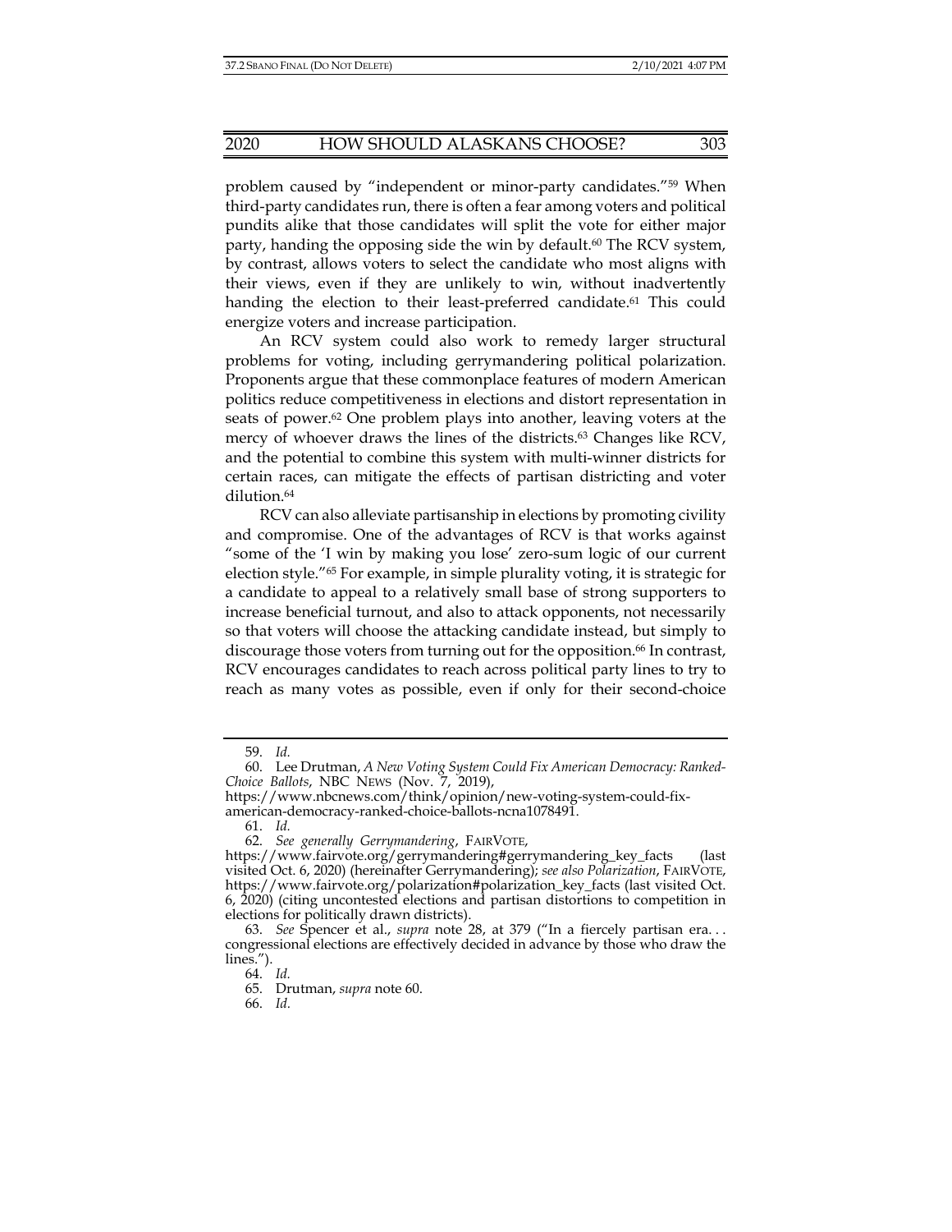problem caused by "independent or minor-party candidates."[59] When third-party candidates run, there is often a fear among voters and political pundits alike that those candidates will split the vote for either major party, handing the opposing side the win by default.[60] The RCV system, by contrast, allows voters to select the candidate who most aligns with their views, even if they are unlikely to win, without inadvertently handing the election to their least-preferred candidate.[61] This could energize voters and increase participation.

An RCV system could also work to remedy larger structural problems for voting, including gerrymandering political polarization. Proponents argue that these commonplace features of modern American politics reduce competitiveness in elections and distort representation in seats of power.[62] One problem plays into another, leaving voters at the mercy of whoever draws the lines of the districts.[63] Changes like RCV, and the potential to combine this system with multi-winner districts for certain races, can mitigate the effects of partisan districting and voter dilution.[64]

RCV can also alleviate partisanship in elections by promoting civility and compromise. One of the advantages of RCV is that works against "some of the 'I win by making you lose' zero-sum logic of our current election style."[65] For example, in simple plurality voting, it is strategic for a candidate to appeal to a relatively small base of strong supporters to increase beneficial turnout, and also to attack opponents, not necessarily so that voters will choose the attacking candidate instead, but simply to discourage those voters from turning out for the opposition.[66] In contrast, RCV encourages candidates to reach across political party lines to try to reach as many votes as possible, even if only for their second-choice

---

59. *Id.*

60. Lee Drutman, *A New Voting System Could Fix American Democracy: Ranked-Choice Ballots*, NBC NEWS (Nov. 7, 2019), https://www.nbcnews.com/think/opinion/new-voting-system-could-fix-american-democracy-ranked-choice-ballots-ncna1078491.

61. *Id.*

62. *See generally Gerrymandering*, FAIRVOTE, https://www.fairvote.org/gerrymandering#gerrymandering_key_facts (last visited Oct. 6, 2020) (hereinafter Gerrymandering); *see also Polarization*, FAIRVOTE, https://www.fairvote.org/polarization#polarization_key_facts (last visited Oct. 6, 2020) (citing uncontested elections and partisan distortions to competition in elections for politically drawn districts).

63. *See* Spencer et al., *supra* note 28, at 379 ("In a fiercely partisan era. . . congressional elections are effectively decided in advance by those who draw the lines.").

64. *Id.*

65. Drutman, *supra* note 60.

66. *Id.*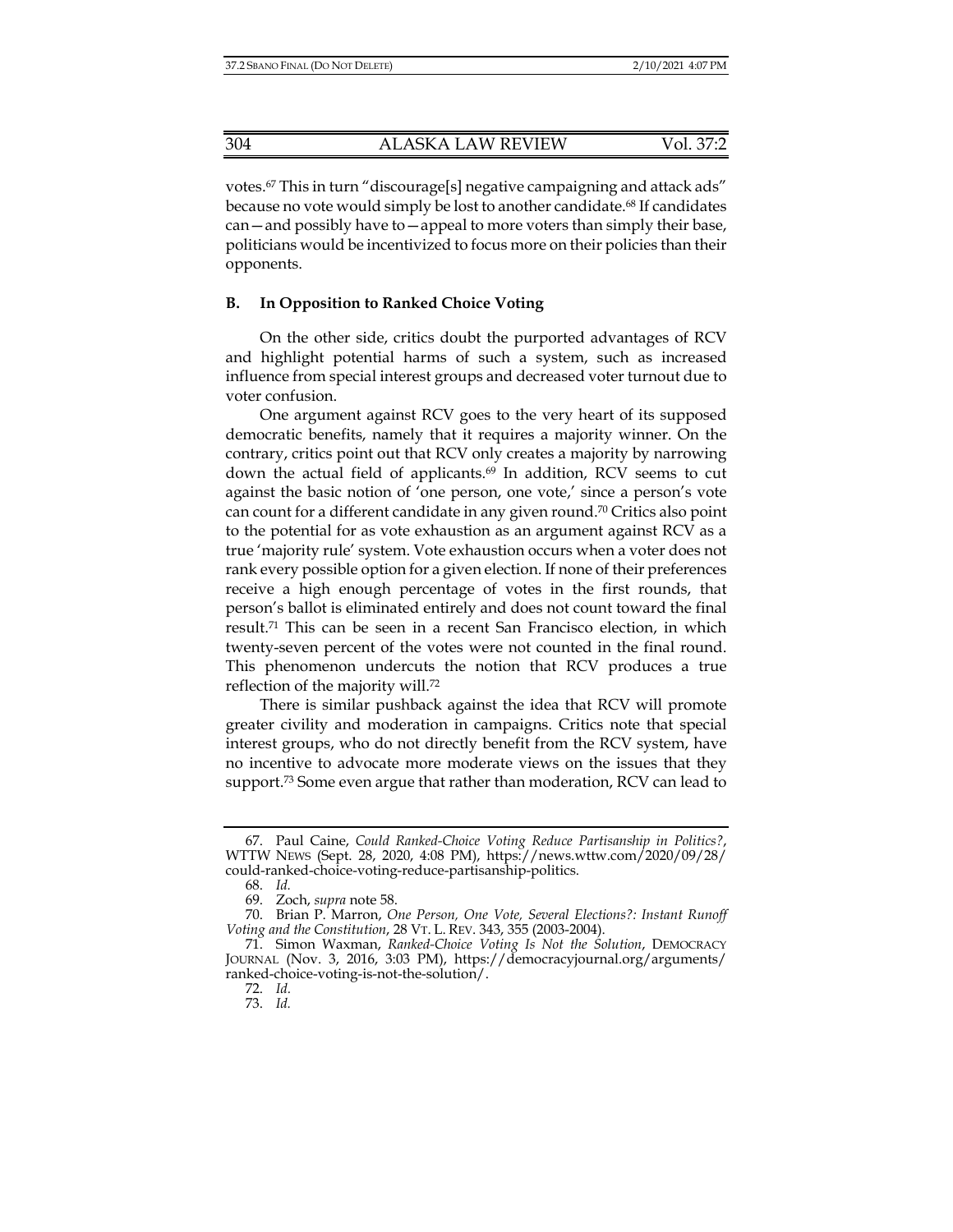votes.[67] This in turn "discourage[s] negative campaigning and attack ads" because no vote would simply be lost to another candidate.[68] If candidates can—and possibly have to—appeal to more voters than simply their base, politicians would be incentivized to focus more on their policies than their opponents.

### B. In Opposition to Ranked Choice Voting

On the other side, critics doubt the purported advantages of RCV and highlight potential harms of such a system, such as increased influence from special interest groups and decreased voter turnout due to voter confusion.

One argument against RCV goes to the very heart of its supposed democratic benefits, namely that it requires a majority winner. On the contrary, critics point out that RCV only creates a majority by narrowing down the actual field of applicants.[69] In addition, RCV seems to cut against the basic notion of 'one person, one vote,' since a person's vote can count for a different candidate in any given round.[70] Critics also point to the potential for as vote exhaustion as an argument against RCV as a true 'majority rule' system. Vote exhaustion occurs when a voter does not rank every possible option for a given election. If none of their preferences receive a high enough percentage of votes in the first rounds, that person's ballot is eliminated entirely and does not count toward the final result.[71] This can be seen in a recent San Francisco election, in which twenty-seven percent of the votes were not counted in the final round. This phenomenon undercuts the notion that RCV produces a true reflection of the majority will.[72]

There is similar pushback against the idea that RCV will promote greater civility and moderation in campaigns. Critics note that special interest groups, who do not directly benefit from the RCV system, have no incentive to advocate more moderate views on the issues that they support.[73] Some even argue that rather than moderation, RCV can lead to

---

67. Paul Caine, *Could Ranked-Choice Voting Reduce Partisanship in Politics?*, WTTW NEWS (Sept. 28, 2020, 4:08 PM), https://news.wttw.com/2020/09/28/could-ranked-choice-voting-reduce-partisanship-politics.

68. *Id.*

69. Zoch, *supra* note 58.

70. Brian P. Marron, *One Person, One Vote, Several Elections?: Instant Runoff Voting and the Constitution*, 28 VT. L. REV. 343, 355 (2003-2004).

71. Simon Waxman, *Ranked-Choice Voting Is Not the Solution*, DEMOCRACY JOURNAL (Nov. 3, 2016, 3:03 PM), https://democracyjournal.org/arguments/ranked-choice-voting-is-not-the-solution/.

72. *Id.*

73. *Id.*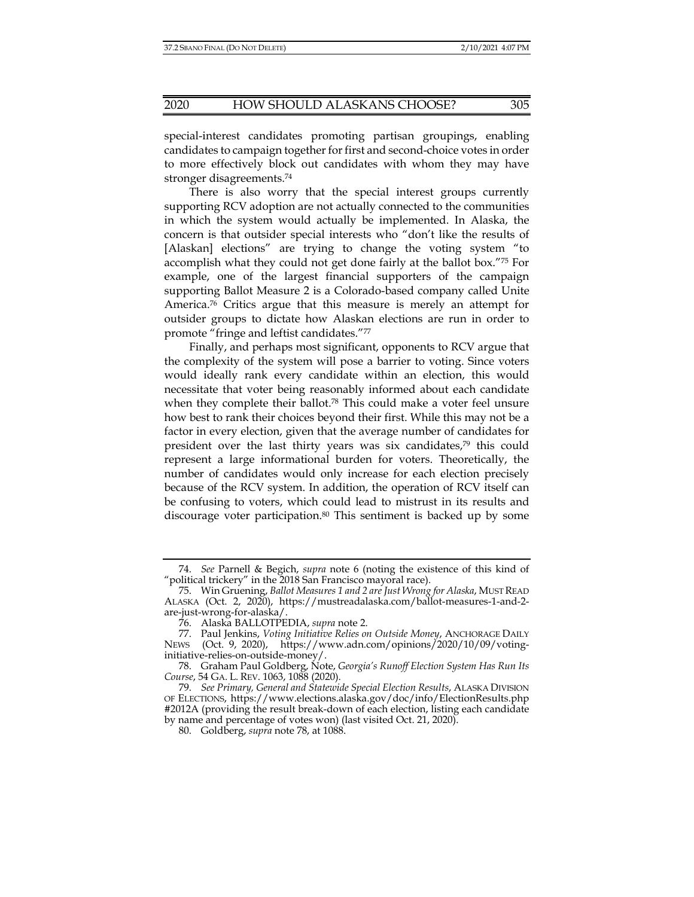special-interest candidates promoting partisan groupings, enabling candidates to campaign together for first and second-choice votes in order to more effectively block out candidates with whom they may have stronger disagreements.[74]

There is also worry that the special interest groups currently supporting RCV adoption are not actually connected to the communities in which the system would actually be implemented. In Alaska, the concern is that outsider special interests who "don't like the results of [Alaskan] elections" are trying to change the voting system "to accomplish what they could not get done fairly at the ballot box."[75] For example, one of the largest financial supporters of the campaign supporting Ballot Measure 2 is a Colorado-based company called Unite America.[76] Critics argue that this measure is merely an attempt for outsider groups to dictate how Alaskan elections are run in order to promote "fringe and leftist candidates."[77]

Finally, and perhaps most significant, opponents to RCV argue that the complexity of the system will pose a barrier to voting. Since voters would ideally rank every candidate within an election, this would necessitate that voter being reasonably informed about each candidate when they complete their ballot.[78] This could make a voter feel unsure how best to rank their choices beyond their first. While this may not be a factor in every election, given that the average number of candidates for president over the last thirty years was six candidates,[79] this could represent a large informational burden for voters. Theoretically, the number of candidates would only increase for each election precisely because of the RCV system. In addition, the operation of RCV itself can be confusing to voters, which could lead to mistrust in its results and discourage voter participation.[80] This sentiment is backed up by some

---

74. *See* Parnell & Begich, *supra* note 6 (noting the existence of this kind of "political trickery" in the 2018 San Francisco mayoral race).

75. Win Gruening, *Ballot Measures 1 and 2 are Just Wrong for Alaska*, MUST READ ALASKA (Oct. 2, 2020), https://mustreadalaska.com/ballot-measures-1-and-2-are-just-wrong-for-alaska/.

76. Alaska BALLOTPEDIA, *supra* note 2.

77. Paul Jenkins, *Voting Initiative Relies on Outside Money*, ANCHORAGE DAILY NEWS (Oct. 9, 2020), https://www.adn.com/opinions/2020/10/09/voting-initiative-relies-on-outside-money/.

78. Graham Paul Goldberg, Note, *Georgia's Runoff Election System Has Run Its Course*, 54 GA. L. REV. 1063, 1088 (2020).

79. *See Primary, General and Statewide Special Election Results*, ALASKA DIVISION OF ELECTIONS, https://www.elections.alaska.gov/doc/info/ElectionResults.php#2012A (providing the result break-down of each election, listing each candidate by name and percentage of votes won) (last visited Oct. 21, 2020).

80. Goldberg, *supra* note 78, at 1088.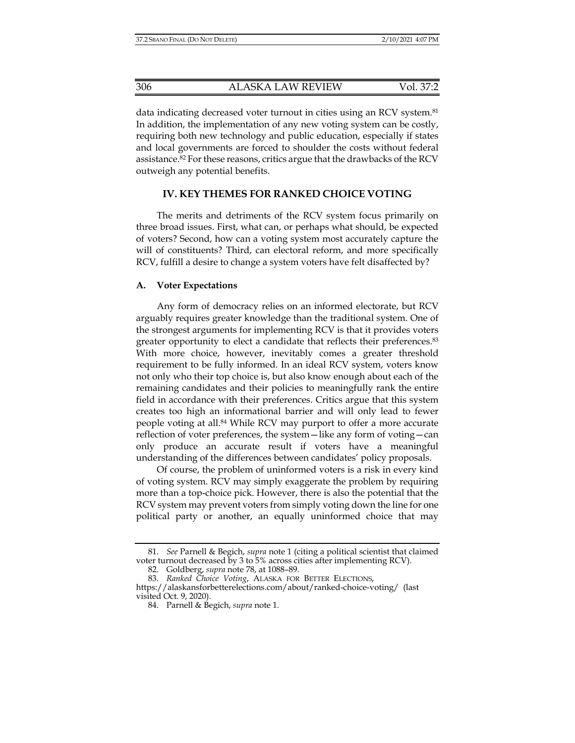data indicating decreased voter turnout in cities using an RCV system.[81] In addition, the implementation of any new voting system can be costly, requiring both new technology and public education, especially if states and local governments are forced to shoulder the costs without federal assistance.[82] For these reasons, critics argue that the drawbacks of the RCV outweigh any potential benefits.

## IV. KEY THEMES FOR RANKED CHOICE VOTING

The merits and detriments of the RCV system focus primarily on three broad issues. First, what can, or perhaps what should, be expected of voters? Second, how can a voting system most accurately capture the will of constituents? Third, can electoral reform, and more specifically RCV, fulfill a desire to change a system voters have felt disaffected by?

### A. Voter Expectations

Any form of democracy relies on an informed electorate, but RCV arguably requires greater knowledge than the traditional system. One of the strongest arguments for implementing RCV is that it provides voters greater opportunity to elect a candidate that reflects their preferences.[83] With more choice, however, inevitably comes a greater threshold requirement to be fully informed. In an ideal RCV system, voters know not only who their top choice is, but also know enough about each of the remaining candidates and their policies to meaningfully rank the entire field in accordance with their preferences. Critics argue that this system creates too high an informational barrier and will only lead to fewer people voting at all.[84] While RCV may purport to offer a more accurate reflection of voter preferences, the system—like any form of voting—can only produce an accurate result if voters have a meaningful understanding of the differences between candidates' policy proposals.

Of course, the problem of uninformed voters is a risk in every kind of voting system. RCV may simply exaggerate the problem by requiring more than a top-choice pick. However, there is also the potential that the RCV system may prevent voters from simply voting down the line for one political party or another, an equally uninformed choice that may

---

81. *See* Parnell & Begich, *supra* note 1 (citing a political scientist that claimed voter turnout decreased by 3 to 5% across cities after implementing RCV).

82. Goldberg, *supra* note 78, at 1088–89.

83. *Ranked Choice Voting*, ALASKA FOR BETTER ELECTIONS, https://alaskansforbetterelections.com/about/ranked-choice-voting/ (last visited Oct. 9, 2020).

84. Parnell & Begich, *supra* note 1.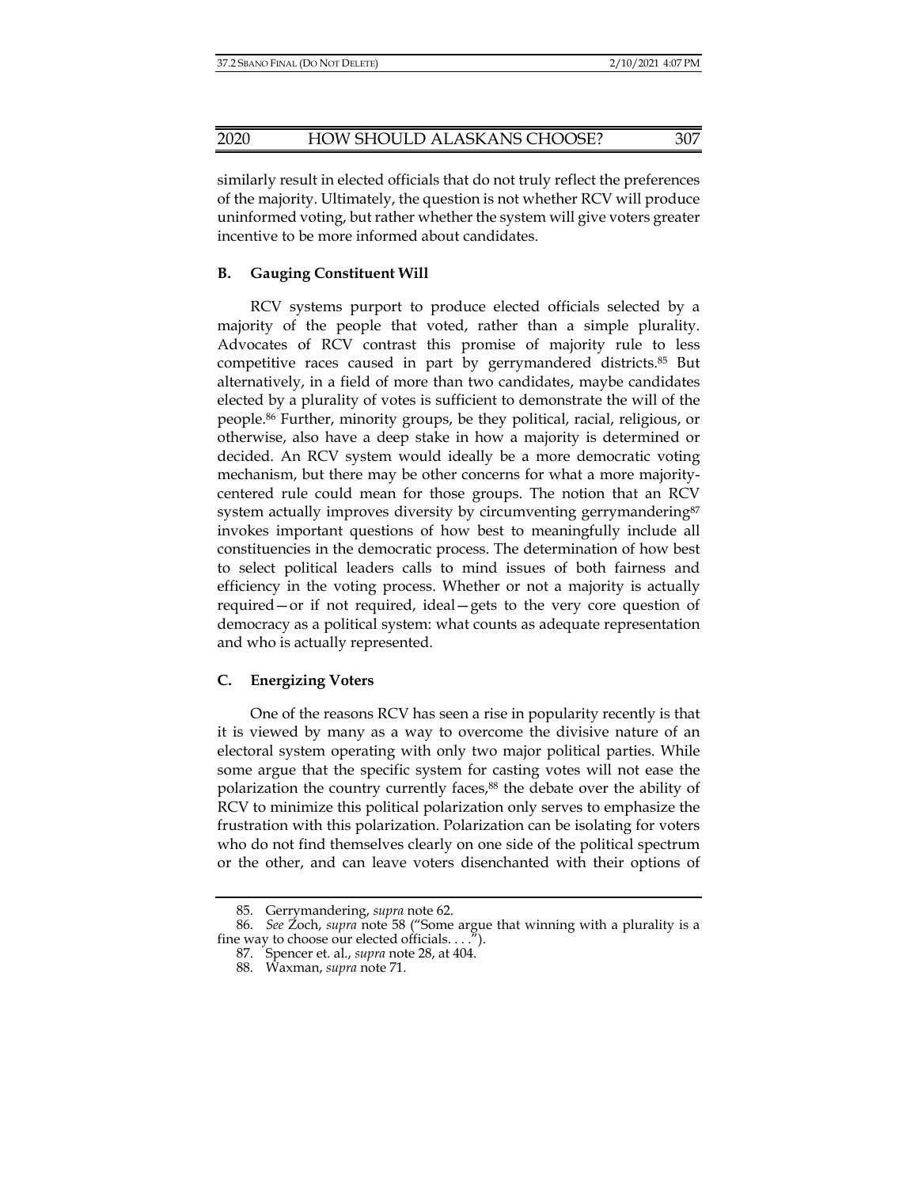similarly result in elected officials that do not truly reflect the preferences of the majority. Ultimately, the question is not whether RCV will produce uninformed voting, but rather whether the system will give voters greater incentive to be more informed about candidates.

### B. Gauging Constituent Will

RCV systems purport to produce elected officials selected by a majority of the people that voted, rather than a simple plurality. Advocates of RCV contrast this promise of majority rule to less competitive races caused in part by gerrymandered districts.[85] But alternatively, in a field of more than two candidates, maybe candidates elected by a plurality of votes is sufficient to demonstrate the will of the people.[86] Further, minority groups, be they political, racial, religious, or otherwise, also have a deep stake in how a majority is determined or decided. An RCV system would ideally be a more democratic voting mechanism, but there may be other concerns for what a more majority-centered rule could mean for those groups. The notion that an RCV system actually improves diversity by circumventing gerrymandering[87] invokes important questions of how best to meaningfully include all constituencies in the democratic process. The determination of how best to select political leaders calls to mind issues of both fairness and efficiency in the voting process. Whether or not a majority is actually required—or if not required, ideal—gets to the very core question of democracy as a political system: what counts as adequate representation and who is actually represented.

### C. Energizing Voters

One of the reasons RCV has seen a rise in popularity recently is that it is viewed by many as a way to overcome the divisive nature of an electoral system operating with only two major political parties. While some argue that the specific system for casting votes will not ease the polarization the country currently faces,[88] the debate over the ability of RCV to minimize this political polarization only serves to emphasize the frustration with this polarization. Polarization can be isolating for voters who do not find themselves clearly on one side of the political spectrum or the other, and can leave voters disenchanted with their options of

---

85. Gerrymandering, *supra* note 62.

86. *See* Zoch, *supra* note 58 ("Some argue that winning with a plurality is a fine way to choose our elected officials. . . .").

87. Spencer et. al., *supra* note 28, at 404.

88. Waxman, *supra* note 71.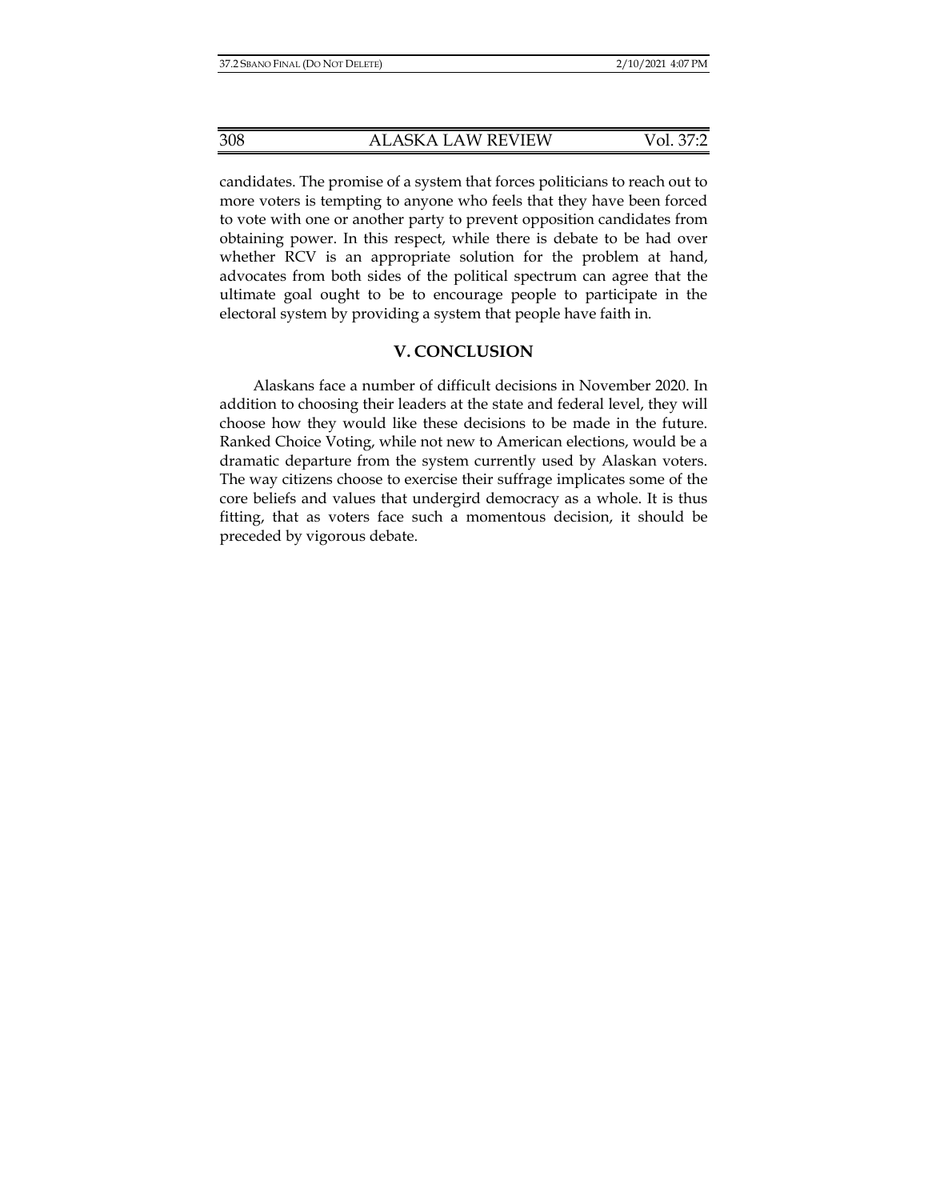candidates. The promise of a system that forces politicians to reach out to more voters is tempting to anyone who feels that they have been forced to vote with one or another party to prevent opposition candidates from obtaining power. In this respect, while there is debate to be had over whether RCV is an appropriate solution for the problem at hand, advocates from both sides of the political spectrum can agree that the ultimate goal ought to be to encourage people to participate in the electoral system by providing a system that people have faith in.

## V. CONCLUSION

Alaskans face a number of difficult decisions in November 2020. In addition to choosing their leaders at the state and federal level, they will choose how they would like these decisions to be made in the future. Ranked Choice Voting, while not new to American elections, would be a dramatic departure from the system currently used by Alaskan voters. The way citizens choose to exercise their suffrage implicates some of the core beliefs and values that undergird democracy as a whole. It is thus fitting, that as voters face such a momentous decision, it should be preceded by vigorous debate.